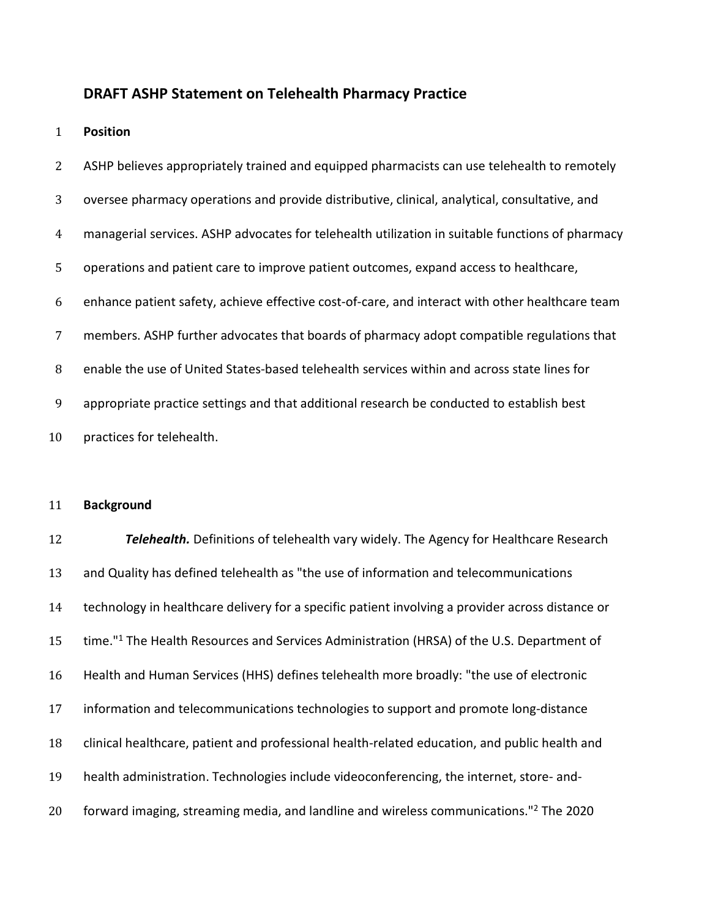# DRAFT ASHP Statement on Telehealth Pharmacy Practice

## Position

ASHP believes appropriately trained and equipped pharmacists can use telehealth to remotely oversee pharmacy operations and provide distributive, clinical, analytical, consultative, and managerial services. ASHP advocates for telehealth utilization in suitable functions of pharmacy operations and patient care to improve patient outcomes, expand access to healthcare, enhance patient safety, achieve effective cost-of-care, and interact with other healthcare team members. ASHP further advocates that boards of pharmacy adopt compatible regulations that enable the use of United States-based telehealth services within and across state lines for appropriate practice settings and that additional research be conducted to establish best practices for telehealth.

## Background

***Telehealth.*** Definitions of telehealth vary widely. The Agency for Healthcare Research and Quality has defined telehealth as "the use of information and telecommunications technology in healthcare delivery for a specific patient involving a provider across distance or time."[1] The Health Resources and Services Administration (HRSA) of the U.S. Department of Health and Human Services (HHS) defines telehealth more broadly: "the use of electronic information and telecommunications technologies to support and promote long-distance clinical healthcare, patient and professional health-related education, and public health and health administration. Technologies include videoconferencing, the internet, store- and-forward imaging, streaming media, and landline and wireless communications."[2] The 2020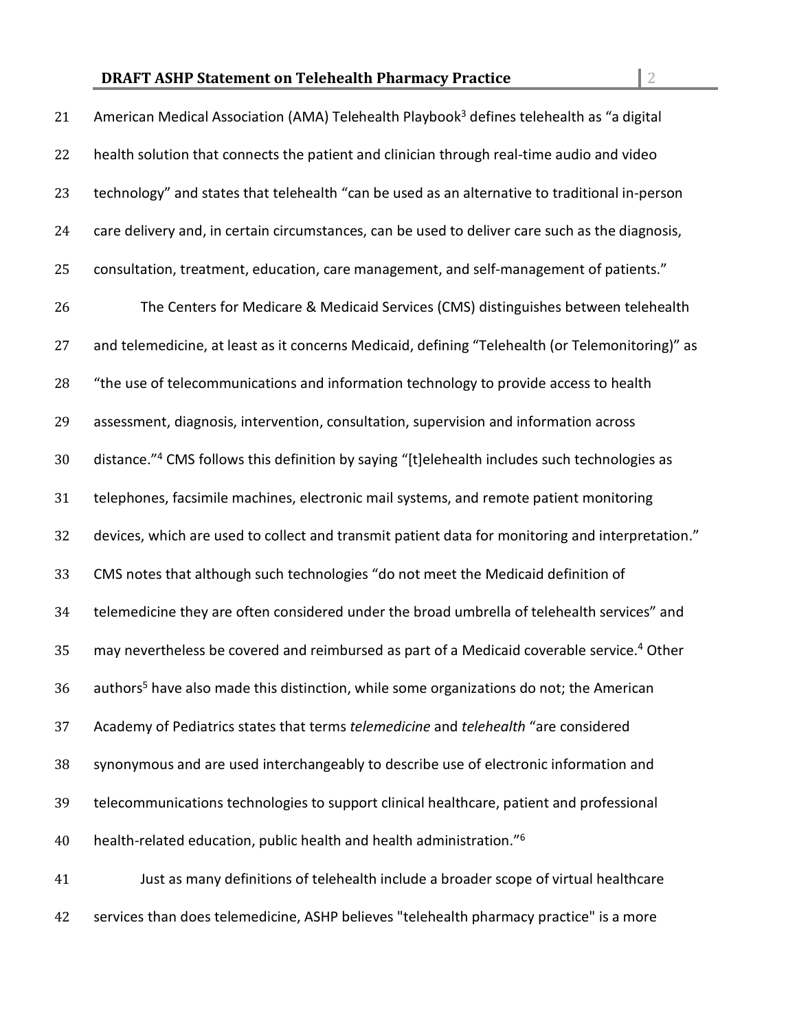American Medical Association (AMA) Telehealth Playbook[3] defines telehealth as "a digital health solution that connects the patient and clinician through real-time audio and video technology" and states that telehealth "can be used as an alternative to traditional in-person care delivery and, in certain circumstances, can be used to deliver care such as the diagnosis, consultation, treatment, education, care management, and self-management of patients."

The Centers for Medicare & Medicaid Services (CMS) distinguishes between telehealth and telemedicine, at least as it concerns Medicaid, defining "Telehealth (or Telemonitoring)" as "the use of telecommunications and information technology to provide access to health assessment, diagnosis, intervention, consultation, supervision and information across distance."[4] CMS follows this definition by saying "[t]elehealth includes such technologies as telephones, facsimile machines, electronic mail systems, and remote patient monitoring devices, which are used to collect and transmit patient data for monitoring and interpretation." CMS notes that although such technologies "do not meet the Medicaid definition of telemedicine they are often considered under the broad umbrella of telehealth services" and may nevertheless be covered and reimbursed as part of a Medicaid coverable service.[4] Other authors[5] have also made this distinction, while some organizations do not; the American Academy of Pediatrics states that terms *telemedicine* and *telehealth* "are considered synonymous and are used interchangeably to describe use of electronic information and telecommunications technologies to support clinical healthcare, patient and professional health-related education, public health and health administration."[6]

Just as many definitions of telehealth include a broader scope of virtual healthcare services than does telemedicine, ASHP believes "telehealth pharmacy practice" is a more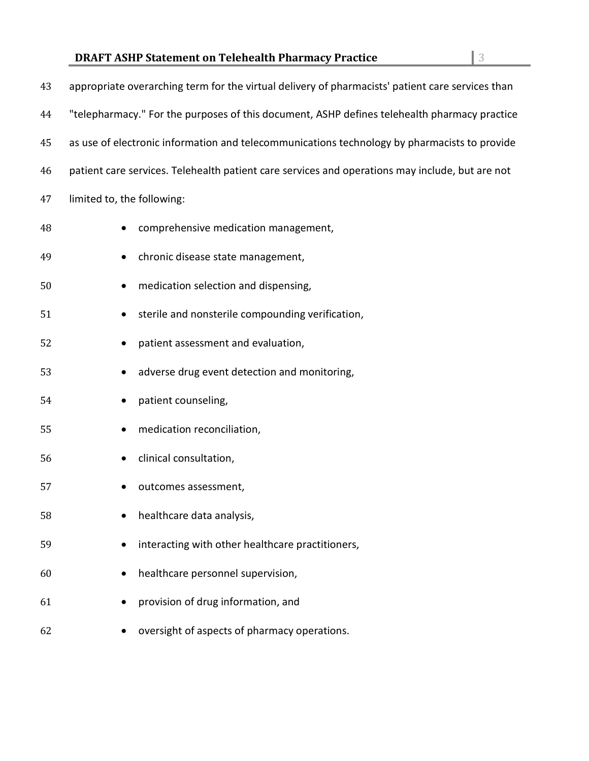appropriate overarching term for the virtual delivery of pharmacists' patient care services than "telepharmacy." For the purposes of this document, ASHP defines telehealth pharmacy practice as use of electronic information and telecommunications technology by pharmacists to provide patient care services. Telehealth patient care services and operations may include, but are not limited to, the following:

- comprehensive medication management,
- chronic disease state management,
- medication selection and dispensing,
- sterile and nonsterile compounding verification,
- patient assessment and evaluation,
- adverse drug event detection and monitoring,
- patient counseling,
- medication reconciliation,
- clinical consultation,
- outcomes assessment,
- healthcare data analysis,
- interacting with other healthcare practitioners,
- healthcare personnel supervision,
- provision of drug information, and
- oversight of aspects of pharmacy operations.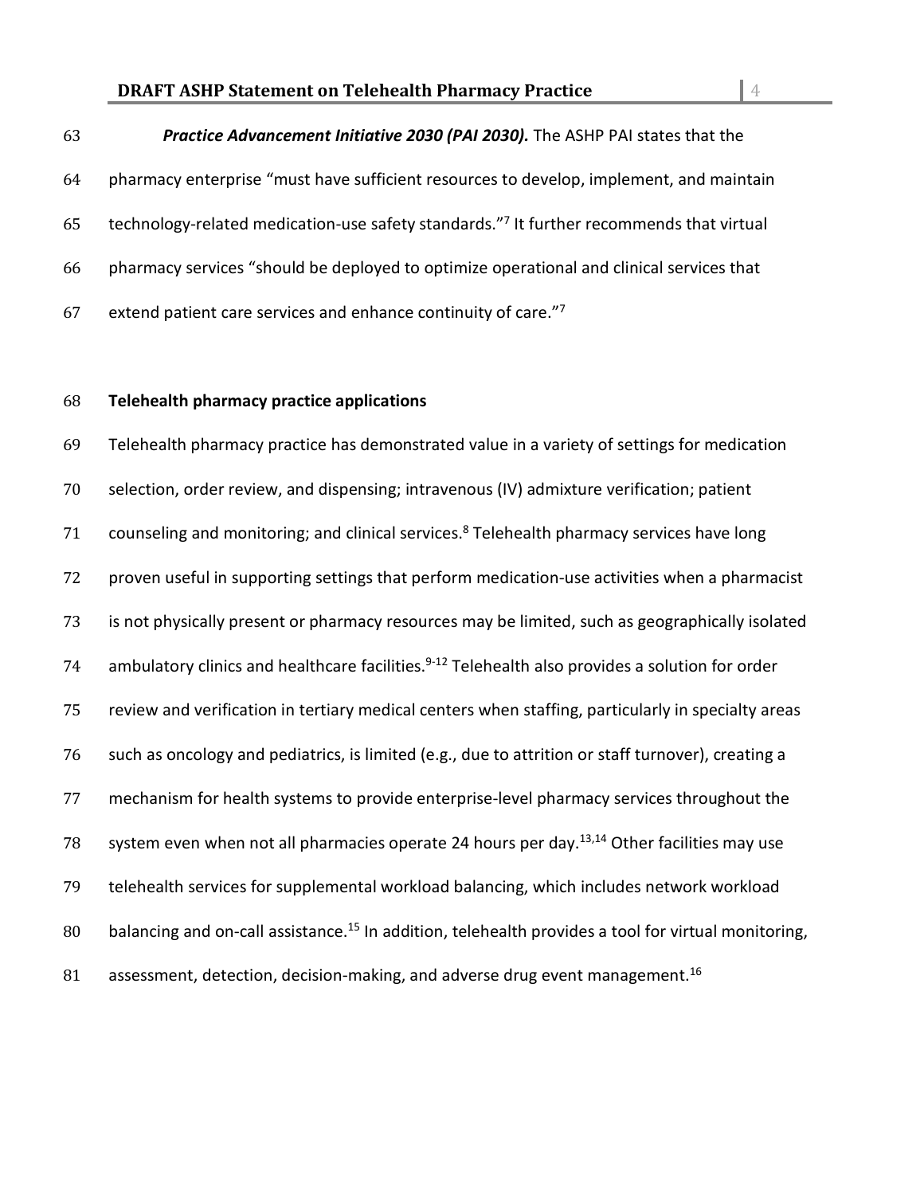***Practice Advancement Initiative 2030 (PAI 2030).*** The ASHP PAI states that the pharmacy enterprise "must have sufficient resources to develop, implement, and maintain technology-related medication-use safety standards."[7] It further recommends that virtual pharmacy services "should be deployed to optimize operational and clinical services that extend patient care services and enhance continuity of care."[7]

## Telehealth pharmacy practice applications

Telehealth pharmacy practice has demonstrated value in a variety of settings for medication selection, order review, and dispensing; intravenous (IV) admixture verification; patient counseling and monitoring; and clinical services.[8] Telehealth pharmacy services have long proven useful in supporting settings that perform medication-use activities when a pharmacist is not physically present or pharmacy resources may be limited, such as geographically isolated ambulatory clinics and healthcare facilities.[9-12] Telehealth also provides a solution for order review and verification in tertiary medical centers when staffing, particularly in specialty areas such as oncology and pediatrics, is limited (e.g., due to attrition or staff turnover), creating a mechanism for health systems to provide enterprise-level pharmacy services throughout the system even when not all pharmacies operate 24 hours per day.[13,14] Other facilities may use telehealth services for supplemental workload balancing, which includes network workload balancing and on-call assistance.[15] In addition, telehealth provides a tool for virtual monitoring, assessment, detection, decision-making, and adverse drug event management.[16]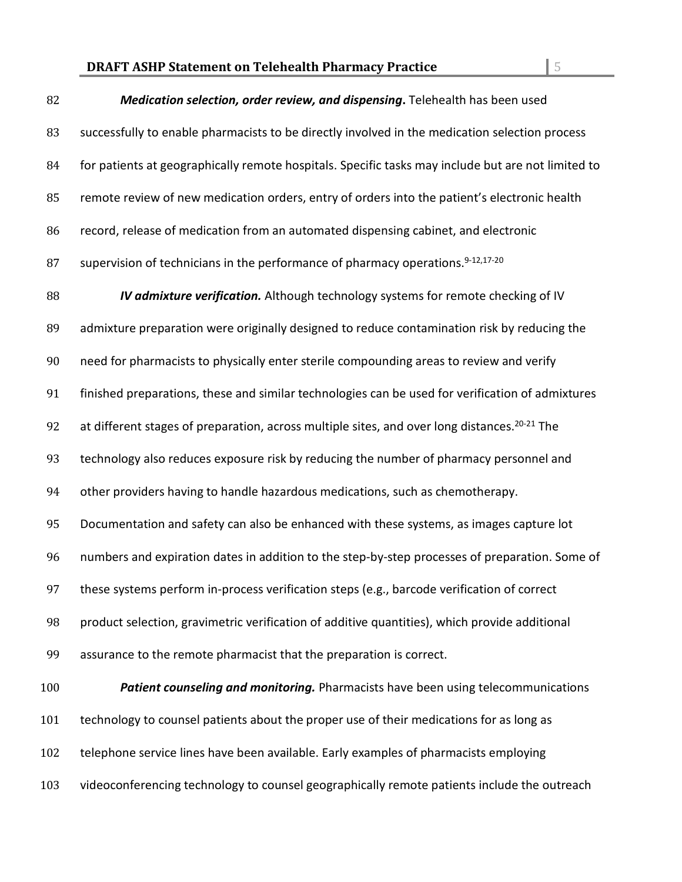***Medication selection, order review, and dispensing*.** Telehealth has been used successfully to enable pharmacists to be directly involved in the medication selection process for patients at geographically remote hospitals. Specific tasks may include but are not limited to remote review of new medication orders, entry of orders into the patient's electronic health record, release of medication from an automated dispensing cabinet, and electronic supervision of technicians in the performance of pharmacy operations.[9-12,17-20]

***IV admixture verification.*** Although technology systems for remote checking of IV admixture preparation were originally designed to reduce contamination risk by reducing the need for pharmacists to physically enter sterile compounding areas to review and verify finished preparations, these and similar technologies can be used for verification of admixtures at different stages of preparation, across multiple sites, and over long distances.[20-21] The technology also reduces exposure risk by reducing the number of pharmacy personnel and other providers having to handle hazardous medications, such as chemotherapy. Documentation and safety can also be enhanced with these systems, as images capture lot numbers and expiration dates in addition to the step-by-step processes of preparation. Some of these systems perform in-process verification steps (e.g., barcode verification of correct product selection, gravimetric verification of additive quantities), which provide additional assurance to the remote pharmacist that the preparation is correct.

***Patient counseling and monitoring.*** Pharmacists have been using telecommunications technology to counsel patients about the proper use of their medications for as long as telephone service lines have been available. Early examples of pharmacists employing videoconferencing technology to counsel geographically remote patients include the outreach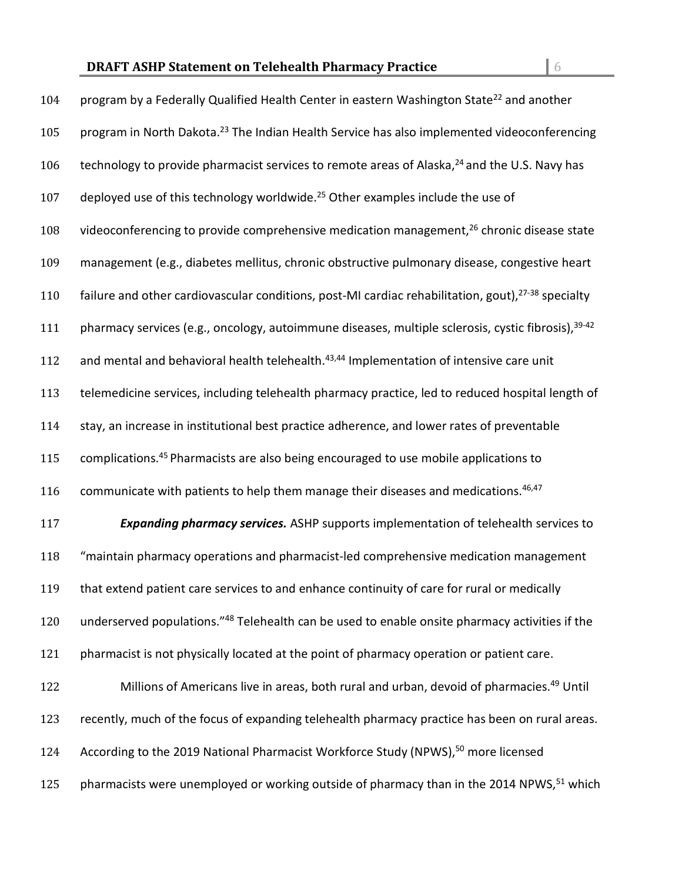program by a Federally Qualified Health Center in eastern Washington State[22] and another program in North Dakota.[23] The Indian Health Service has also implemented videoconferencing technology to provide pharmacist services to remote areas of Alaska,[24] and the U.S. Navy has deployed use of this technology worldwide.[25] Other examples include the use of videoconferencing to provide comprehensive medication management,[26] chronic disease state management (e.g., diabetes mellitus, chronic obstructive pulmonary disease, congestive heart failure and other cardiovascular conditions, post-MI cardiac rehabilitation, gout),[27-38] specialty pharmacy services (e.g., oncology, autoimmune diseases, multiple sclerosis, cystic fibrosis),[39-42] and mental and behavioral health telehealth.[43,44] Implementation of intensive care unit telemedicine services, including telehealth pharmacy practice, led to reduced hospital length of stay, an increase in institutional best practice adherence, and lower rates of preventable complications.[45] Pharmacists are also being encouraged to use mobile applications to communicate with patients to help them manage their diseases and medications.[46,47]

***Expanding pharmacy services.*** ASHP supports implementation of telehealth services to "maintain pharmacy operations and pharmacist-led comprehensive medication management that extend patient care services to and enhance continuity of care for rural or medically underserved populations."[48] Telehealth can be used to enable onsite pharmacy activities if the pharmacist is not physically located at the point of pharmacy operation or patient care.

Millions of Americans live in areas, both rural and urban, devoid of pharmacies.[49] Until recently, much of the focus of expanding telehealth pharmacy practice has been on rural areas. According to the 2019 National Pharmacist Workforce Study (NPWS),[50] more licensed pharmacists were unemployed or working outside of pharmacy than in the 2014 NPWS,[51] which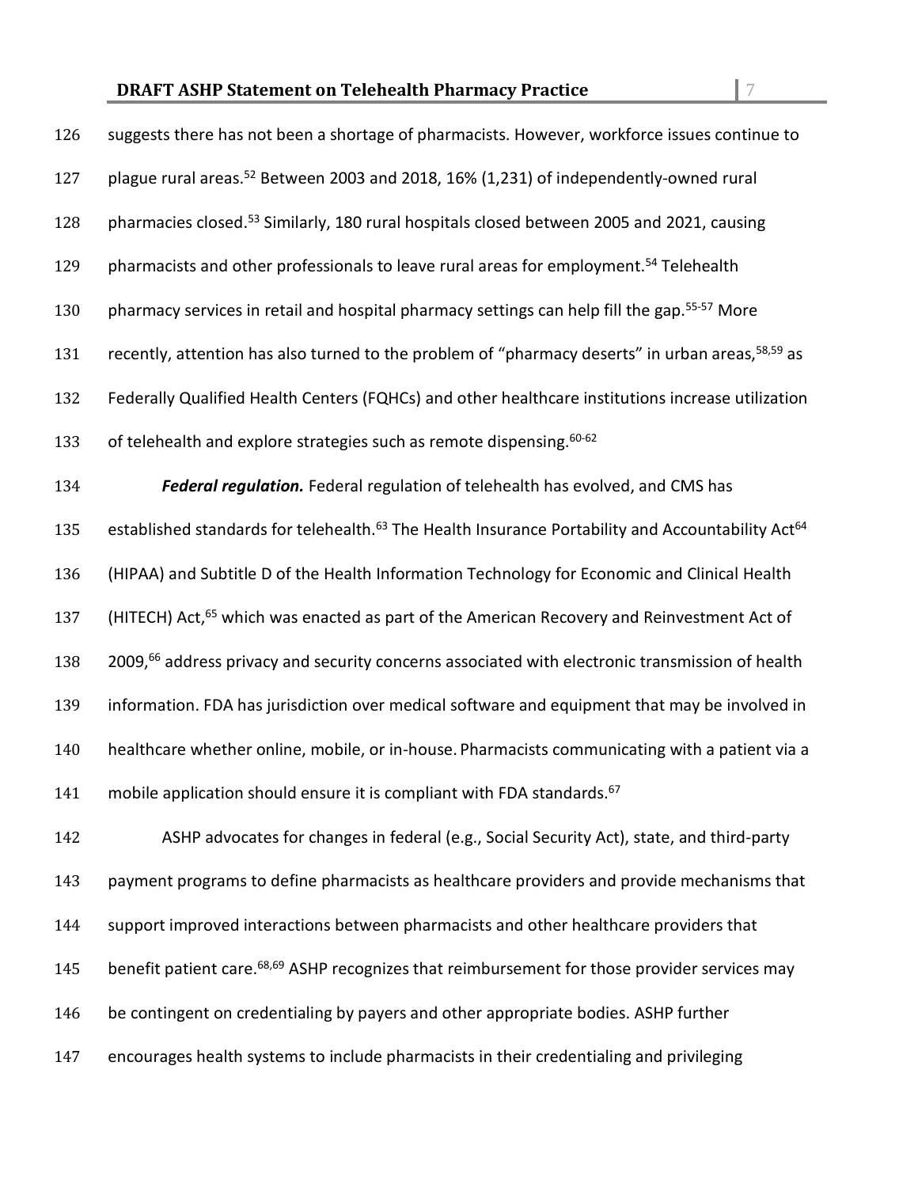suggests there has not been a shortage of pharmacists. However, workforce issues continue to plague rural areas.[52] Between 2003 and 2018, 16% (1,231) of independently-owned rural pharmacies closed.[53] Similarly, 180 rural hospitals closed between 2005 and 2021, causing pharmacists and other professionals to leave rural areas for employment.[54] Telehealth pharmacy services in retail and hospital pharmacy settings can help fill the gap.[55-57] More recently, attention has also turned to the problem of "pharmacy deserts" in urban areas,[58,59] as Federally Qualified Health Centers (FQHCs) and other healthcare institutions increase utilization of telehealth and explore strategies such as remote dispensing.[60-62]

***Federal regulation.*** Federal regulation of telehealth has evolved, and CMS has established standards for telehealth.[63] The Health Insurance Portability and Accountability Act[64] (HIPAA) and Subtitle D of the Health Information Technology for Economic and Clinical Health (HITECH) Act,[65] which was enacted as part of the American Recovery and Reinvestment Act of 2009,[66] address privacy and security concerns associated with electronic transmission of health information. FDA has jurisdiction over medical software and equipment that may be involved in healthcare whether online, mobile, or in-house. Pharmacists communicating with a patient via a mobile application should ensure it is compliant with FDA standards.[67]

ASHP advocates for changes in federal (e.g., Social Security Act), state, and third-party payment programs to define pharmacists as healthcare providers and provide mechanisms that support improved interactions between pharmacists and other healthcare providers that benefit patient care.[68,69] ASHP recognizes that reimbursement for those provider services may be contingent on credentialing by payers and other appropriate bodies. ASHP further encourages health systems to include pharmacists in their credentialing and privileging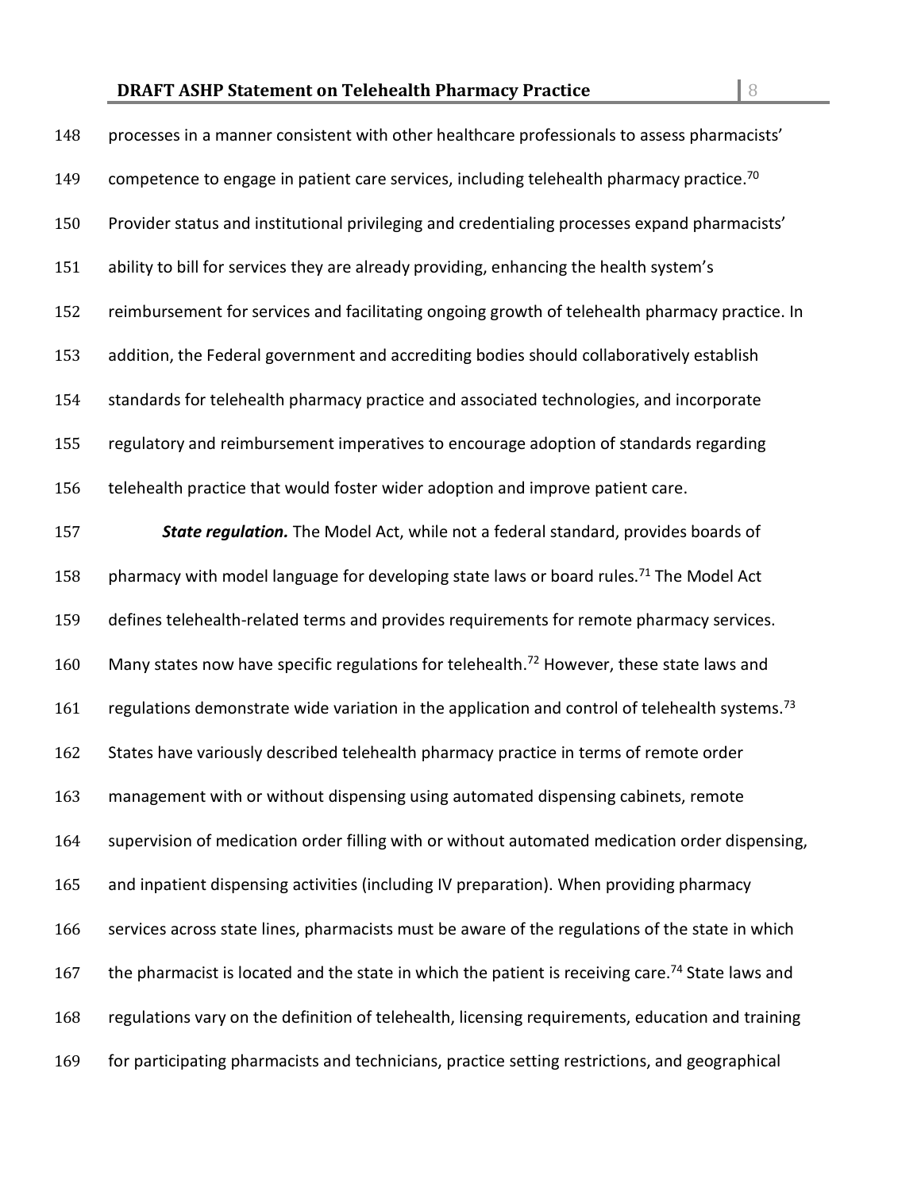processes in a manner consistent with other healthcare professionals to assess pharmacists' competence to engage in patient care services, including telehealth pharmacy practice.[70] Provider status and institutional privileging and credentialing processes expand pharmacists' ability to bill for services they are already providing, enhancing the health system's reimbursement for services and facilitating ongoing growth of telehealth pharmacy practice. In addition, the Federal government and accrediting bodies should collaboratively establish standards for telehealth pharmacy practice and associated technologies, and incorporate regulatory and reimbursement imperatives to encourage adoption of standards regarding telehealth practice that would foster wider adoption and improve patient care.

***State regulation.*** The Model Act, while not a federal standard, provides boards of pharmacy with model language for developing state laws or board rules.[71] The Model Act defines telehealth-related terms and provides requirements for remote pharmacy services. Many states now have specific regulations for telehealth.[72] However, these state laws and regulations demonstrate wide variation in the application and control of telehealth systems.[73] States have variously described telehealth pharmacy practice in terms of remote order management with or without dispensing using automated dispensing cabinets, remote supervision of medication order filling with or without automated medication order dispensing, and inpatient dispensing activities (including IV preparation). When providing pharmacy services across state lines, pharmacists must be aware of the regulations of the state in which the pharmacist is located and the state in which the patient is receiving care.[74] State laws and regulations vary on the definition of telehealth, licensing requirements, education and training for participating pharmacists and technicians, practice setting restrictions, and geographical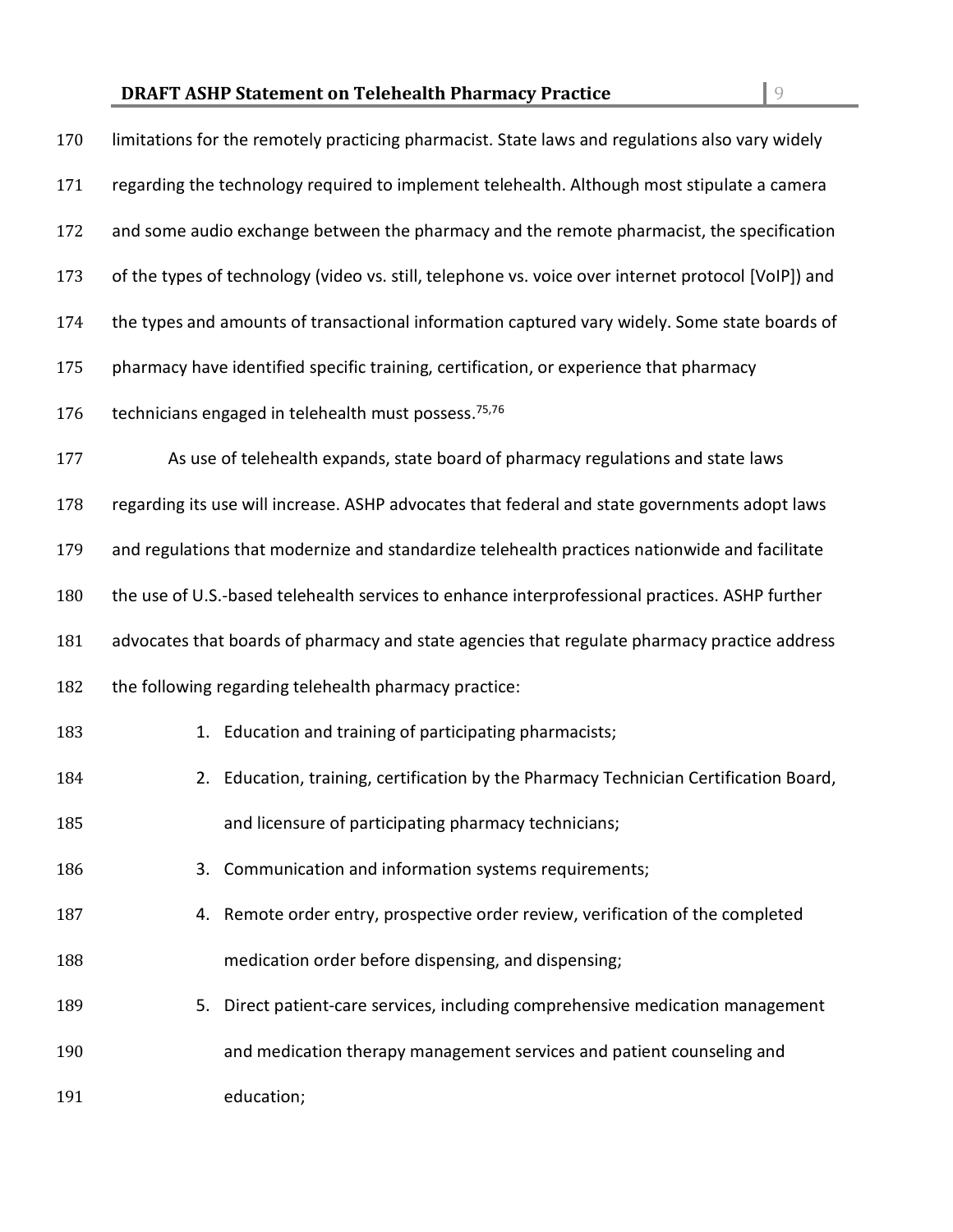limitations for the remotely practicing pharmacist. State laws and regulations also vary widely regarding the technology required to implement telehealth. Although most stipulate a camera and some audio exchange between the pharmacy and the remote pharmacist, the specification of the types of technology (video vs. still, telephone vs. voice over internet protocol [VoIP]) and the types and amounts of transactional information captured vary widely. Some state boards of pharmacy have identified specific training, certification, or experience that pharmacy technicians engaged in telehealth must possess.[75,76]

As use of telehealth expands, state board of pharmacy regulations and state laws regarding its use will increase. ASHP advocates that federal and state governments adopt laws and regulations that modernize and standardize telehealth practices nationwide and facilitate the use of U.S.-based telehealth services to enhance interprofessional practices. ASHP further advocates that boards of pharmacy and state agencies that regulate pharmacy practice address the following regarding telehealth pharmacy practice:

1. Education and training of participating pharmacists;
2. Education, training, certification by the Pharmacy Technician Certification Board, and licensure of participating pharmacy technicians;
3. Communication and information systems requirements;
4. Remote order entry, prospective order review, verification of the completed medication order before dispensing, and dispensing;
5. Direct patient-care services, including comprehensive medication management and medication therapy management services and patient counseling and education;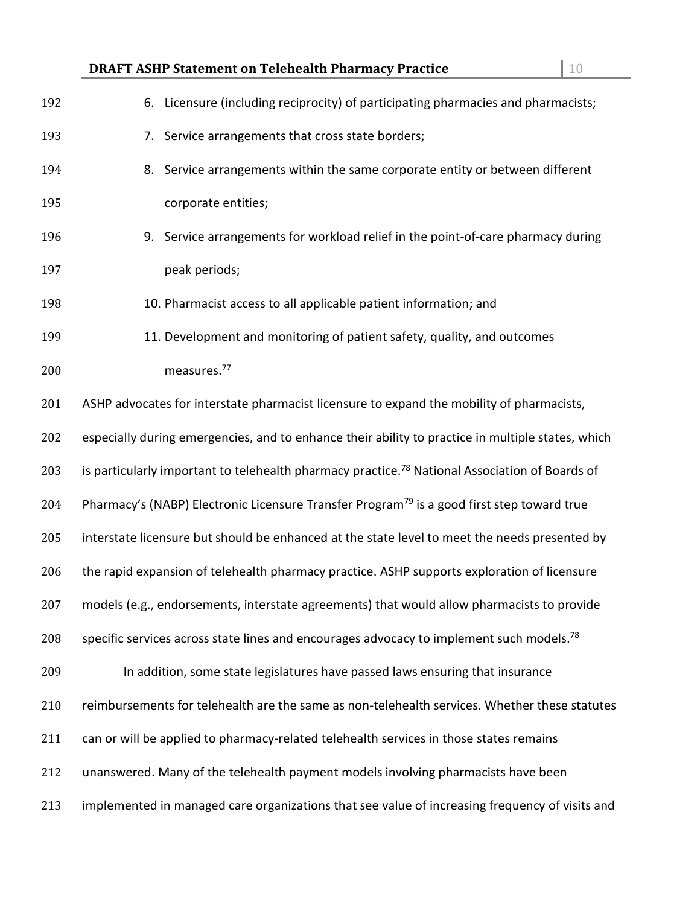6. Licensure (including reciprocity) of participating pharmacies and pharmacists;
7. Service arrangements that cross state borders;
8. Service arrangements within the same corporate entity or between different corporate entities;
9. Service arrangements for workload relief in the point-of-care pharmacy during peak periods;
10. Pharmacist access to all applicable patient information; and
11. Development and monitoring of patient safety, quality, and outcomes measures.[77]

ASHP advocates for interstate pharmacist licensure to expand the mobility of pharmacists, especially during emergencies, and to enhance their ability to practice in multiple states, which is particularly important to telehealth pharmacy practice.[78] National Association of Boards of Pharmacy's (NABP) Electronic Licensure Transfer Program[79] is a good first step toward true interstate licensure but should be enhanced at the state level to meet the needs presented by the rapid expansion of telehealth pharmacy practice. ASHP supports exploration of licensure models (e.g., endorsements, interstate agreements) that would allow pharmacists to provide specific services across state lines and encourages advocacy to implement such models.[78]

In addition, some state legislatures have passed laws ensuring that insurance reimbursements for telehealth are the same as non-telehealth services. Whether these statutes can or will be applied to pharmacy-related telehealth services in those states remains unanswered. Many of the telehealth payment models involving pharmacists have been implemented in managed care organizations that see value of increasing frequency of visits and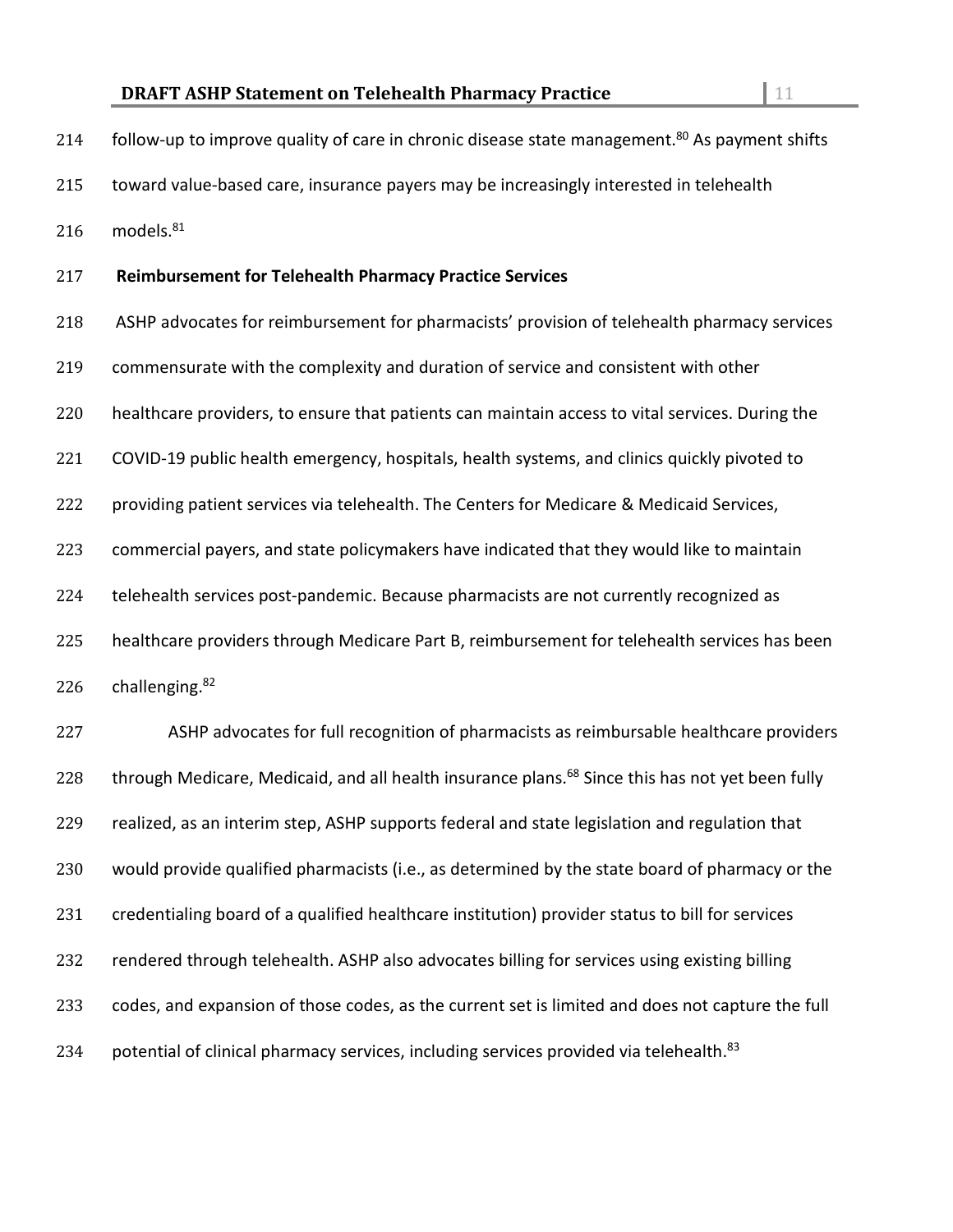follow-up to improve quality of care in chronic disease state management.[80] As payment shifts toward value-based care, insurance payers may be increasingly interested in telehealth models.[81]

**Reimbursement for Telehealth Pharmacy Practice Services**

ASHP advocates for reimbursement for pharmacists' provision of telehealth pharmacy services commensurate with the complexity and duration of service and consistent with other healthcare providers, to ensure that patients can maintain access to vital services. During the COVID-19 public health emergency, hospitals, health systems, and clinics quickly pivoted to providing patient services via telehealth. The Centers for Medicare & Medicaid Services, commercial payers, and state policymakers have indicated that they would like to maintain telehealth services post-pandemic. Because pharmacists are not currently recognized as healthcare providers through Medicare Part B, reimbursement for telehealth services has been challenging.[82]

ASHP advocates for full recognition of pharmacists as reimbursable healthcare providers through Medicare, Medicaid, and all health insurance plans.[68] Since this has not yet been fully realized, as an interim step, ASHP supports federal and state legislation and regulation that would provide qualified pharmacists (i.e., as determined by the state board of pharmacy or the credentialing board of a qualified healthcare institution) provider status to bill for services rendered through telehealth. ASHP also advocates billing for services using existing billing codes, and expansion of those codes, as the current set is limited and does not capture the full potential of clinical pharmacy services, including services provided via telehealth.[83]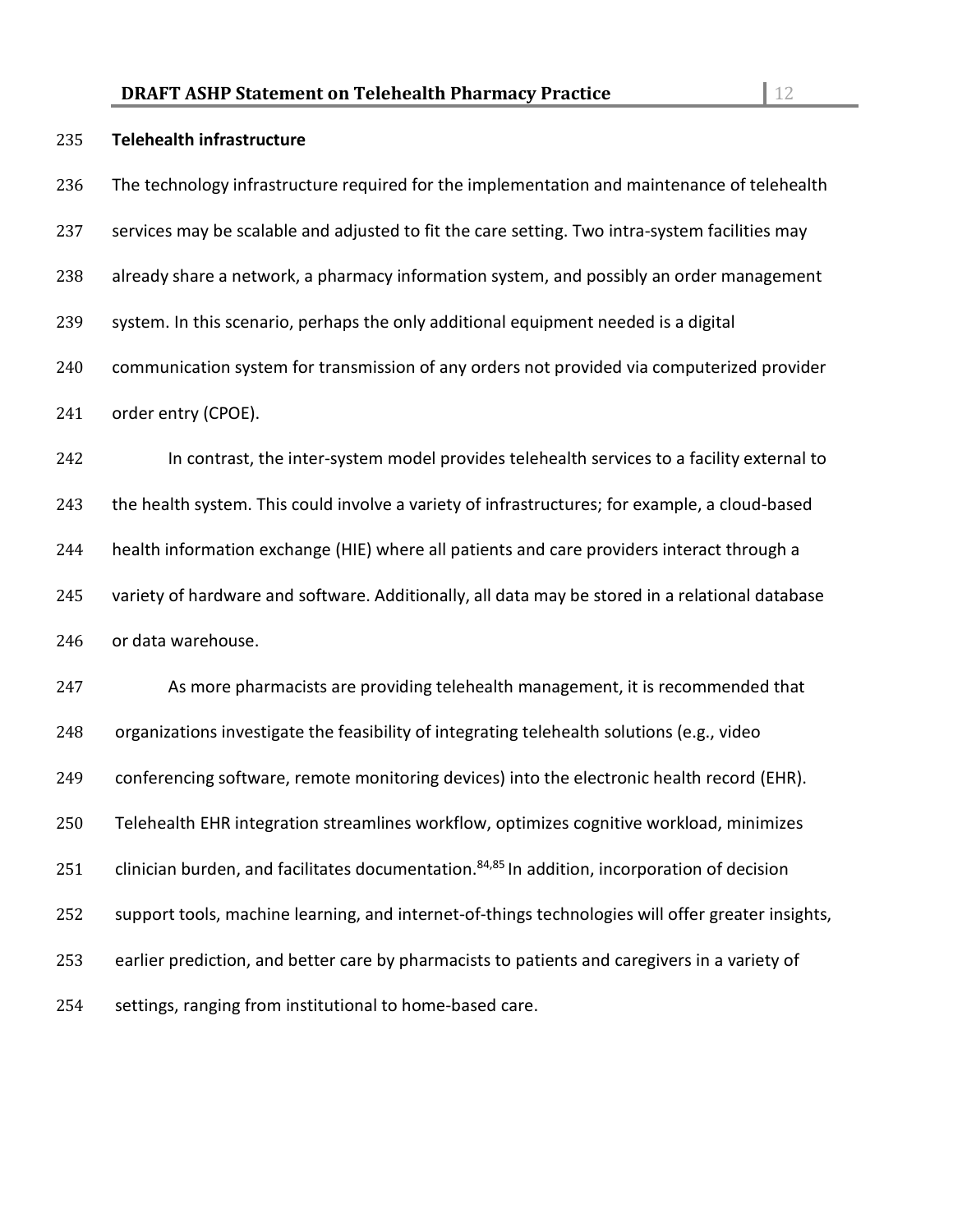**Telehealth infrastructure**

The technology infrastructure required for the implementation and maintenance of telehealth services may be scalable and adjusted to fit the care setting. Two intra-system facilities may already share a network, a pharmacy information system, and possibly an order management system. In this scenario, perhaps the only additional equipment needed is a digital communication system for transmission of any orders not provided via computerized provider order entry (CPOE).

In contrast, the inter-system model provides telehealth services to a facility external to the health system. This could involve a variety of infrastructures; for example, a cloud-based health information exchange (HIE) where all patients and care providers interact through a variety of hardware and software. Additionally, all data may be stored in a relational database or data warehouse.

As more pharmacists are providing telehealth management, it is recommended that organizations investigate the feasibility of integrating telehealth solutions (e.g., video conferencing software, remote monitoring devices) into the electronic health record (EHR). Telehealth EHR integration streamlines workflow, optimizes cognitive workload, minimizes clinician burden, and facilitates documentation.[84,85] In addition, incorporation of decision support tools, machine learning, and internet-of-things technologies will offer greater insights, earlier prediction, and better care by pharmacists to patients and caregivers in a variety of settings, ranging from institutional to home-based care.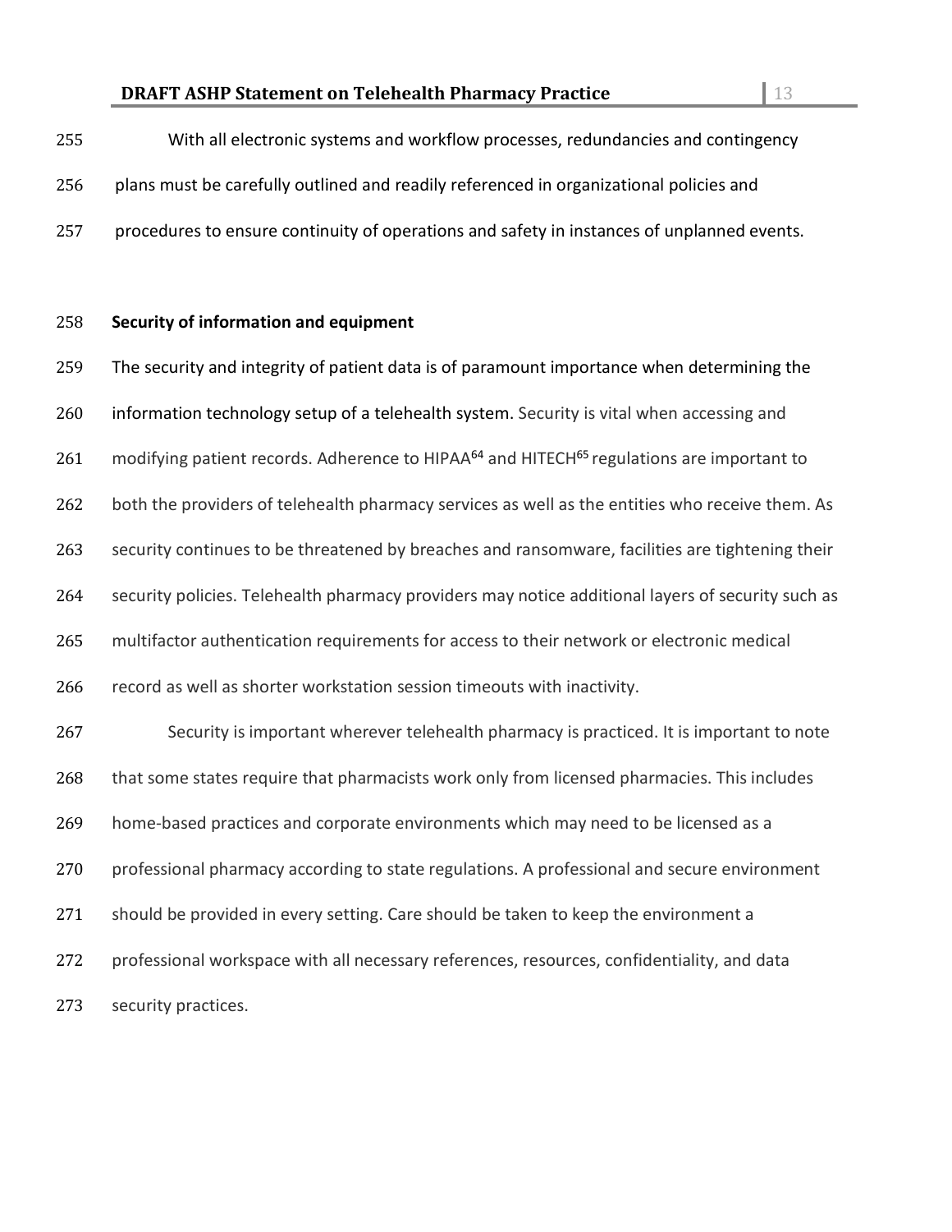With all electronic systems and workflow processes, redundancies and contingency plans must be carefully outlined and readily referenced in organizational policies and procedures to ensure continuity of operations and safety in instances of unplanned events.

**Security of information and equipment**

The security and integrity of patient data is of paramount importance when determining the information technology setup of a telehealth system. Security is vital when accessing and modifying patient records. Adherence to HIPAA[64] and HITECH[65] regulations are important to both the providers of telehealth pharmacy services as well as the entities who receive them. As security continues to be threatened by breaches and ransomware, facilities are tightening their security policies. Telehealth pharmacy providers may notice additional layers of security such as multifactor authentication requirements for access to their network or electronic medical record as well as shorter workstation session timeouts with inactivity.

Security is important wherever telehealth pharmacy is practiced. It is important to note that some states require that pharmacists work only from licensed pharmacies. This includes home-based practices and corporate environments which may need to be licensed as a professional pharmacy according to state regulations. A professional and secure environment should be provided in every setting. Care should be taken to keep the environment a professional workspace with all necessary references, resources, confidentiality, and data security practices.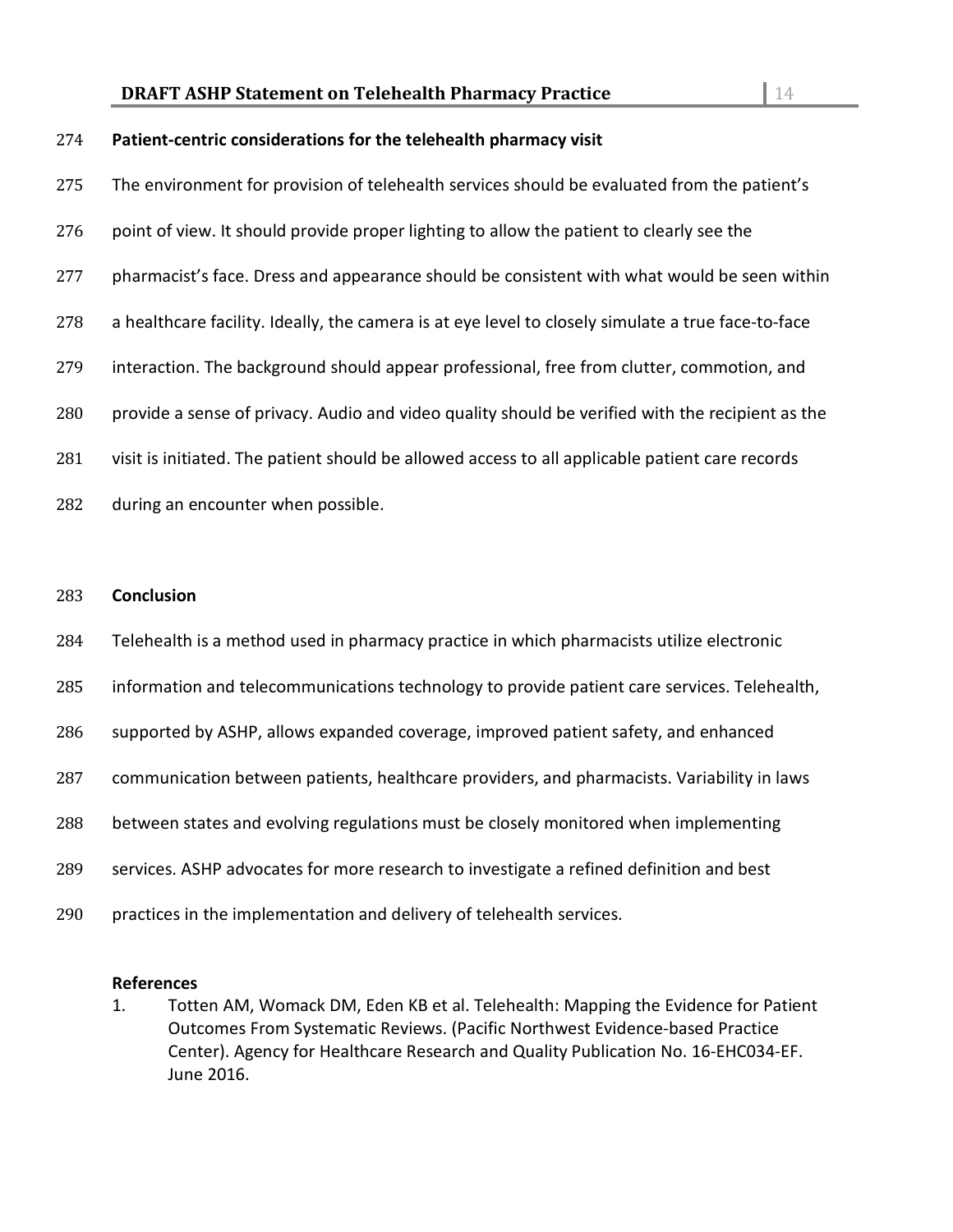**Patient-centric considerations for the telehealth pharmacy visit**

The environment for provision of telehealth services should be evaluated from the patient's point of view. It should provide proper lighting to allow the patient to clearly see the pharmacist's face. Dress and appearance should be consistent with what would be seen within a healthcare facility. Ideally, the camera is at eye level to closely simulate a true face-to-face interaction. The background should appear professional, free from clutter, commotion, and provide a sense of privacy. Audio and video quality should be verified with the recipient as the visit is initiated. The patient should be allowed access to all applicable patient care records during an encounter when possible.

**Conclusion**

Telehealth is a method used in pharmacy practice in which pharmacists utilize electronic information and telecommunications technology to provide patient care services. Telehealth, supported by ASHP, allows expanded coverage, improved patient safety, and enhanced communication between patients, healthcare providers, and pharmacists. Variability in laws between states and evolving regulations must be closely monitored when implementing services. ASHP advocates for more research to investigate a refined definition and best practices in the implementation and delivery of telehealth services.

**References**

1. Totten AM, Womack DM, Eden KB et al. Telehealth: Mapping the Evidence for Patient Outcomes From Systematic Reviews. (Pacific Northwest Evidence-based Practice Center). Agency for Healthcare Research and Quality Publication No. 16-EHC034-EF. June 2016.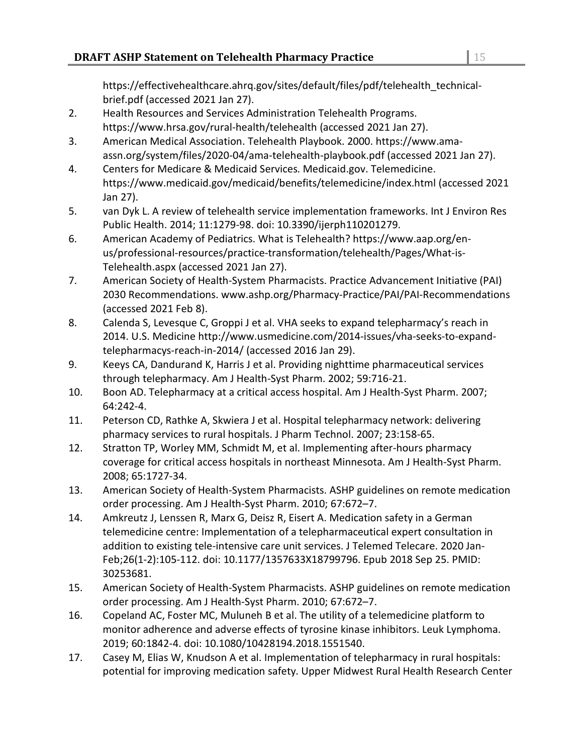https://effectivehealthcare.ahrq.gov/sites/default/files/pdf/telehealth_technical-brief.pdf (accessed 2021 Jan 27).

2. Health Resources and Services Administration Telehealth Programs. https://www.hrsa.gov/rural-health/telehealth (accessed 2021 Jan 27).
3. American Medical Association. Telehealth Playbook. 2000. https://www.ama-assn.org/system/files/2020-04/ama-telehealth-playbook.pdf (accessed 2021 Jan 27).
4. Centers for Medicare & Medicaid Services. Medicaid.gov. Telemedicine. https://www.medicaid.gov/medicaid/benefits/telemedicine/index.html (accessed 2021 Jan 27).
5. van Dyk L. A review of telehealth service implementation frameworks. Int J Environ Res Public Health. 2014; 11:1279-98. doi: 10.3390/ijerph110201279.
6. American Academy of Pediatrics. What is Telehealth? https://www.aap.org/en-us/professional-resources/practice-transformation/telehealth/Pages/What-is-Telehealth.aspx (accessed 2021 Jan 27).
7. American Society of Health-System Pharmacists. Practice Advancement Initiative (PAI) 2030 Recommendations. www.ashp.org/Pharmacy-Practice/PAI/PAI-Recommendations (accessed 2021 Feb 8).
8. Calenda S, Levesque C, Groppi J et al. VHA seeks to expand telepharmacy's reach in 2014. U.S. Medicine http://www.usmedicine.com/2014-issues/vha-seeks-to-expand-telepharmacys-reach-in-2014/ (accessed 2016 Jan 29).
9. Keeys CA, Dandurand K, Harris J et al. Providing nighttime pharmaceutical services through telepharmacy. Am J Health-Syst Pharm. 2002; 59:716-21.
10. Boon AD. Telepharmacy at a critical access hospital. Am J Health-Syst Pharm. 2007; 64:242-4.
11. Peterson CD, Rathke A, Skwiera J et al. Hospital telepharmacy network: delivering pharmacy services to rural hospitals. J Pharm Technol. 2007; 23:158-65.
12. Stratton TP, Worley MM, Schmidt M, et al. Implementing after-hours pharmacy coverage for critical access hospitals in northeast Minnesota. Am J Health-Syst Pharm. 2008; 65:1727-34.
13. American Society of Health-System Pharmacists. ASHP guidelines on remote medication order processing. Am J Health-Syst Pharm. 2010; 67:672–7.
14. Amkreutz J, Lenssen R, Marx G, Deisz R, Eisert A. Medication safety in a German telemedicine centre: Implementation of a telepharmaceutical expert consultation in addition to existing tele-intensive care unit services. J Telemed Telecare. 2020 Jan-Feb;26(1-2):105-112. doi: 10.1177/1357633X18799796. Epub 2018 Sep 25. PMID: 30253681.
15. American Society of Health-System Pharmacists. ASHP guidelines on remote medication order processing. Am J Health-Syst Pharm. 2010; 67:672–7.
16. Copeland AC, Foster MC, Muluneh B et al. The utility of a telemedicine platform to monitor adherence and adverse effects of tyrosine kinase inhibitors. Leuk Lymphoma. 2019; 60:1842-4. doi: 10.1080/10428194.2018.1551540.
17. Casey M, Elias W, Knudson A et al. Implementation of telepharmacy in rural hospitals: potential for improving medication safety. Upper Midwest Rural Health Research Center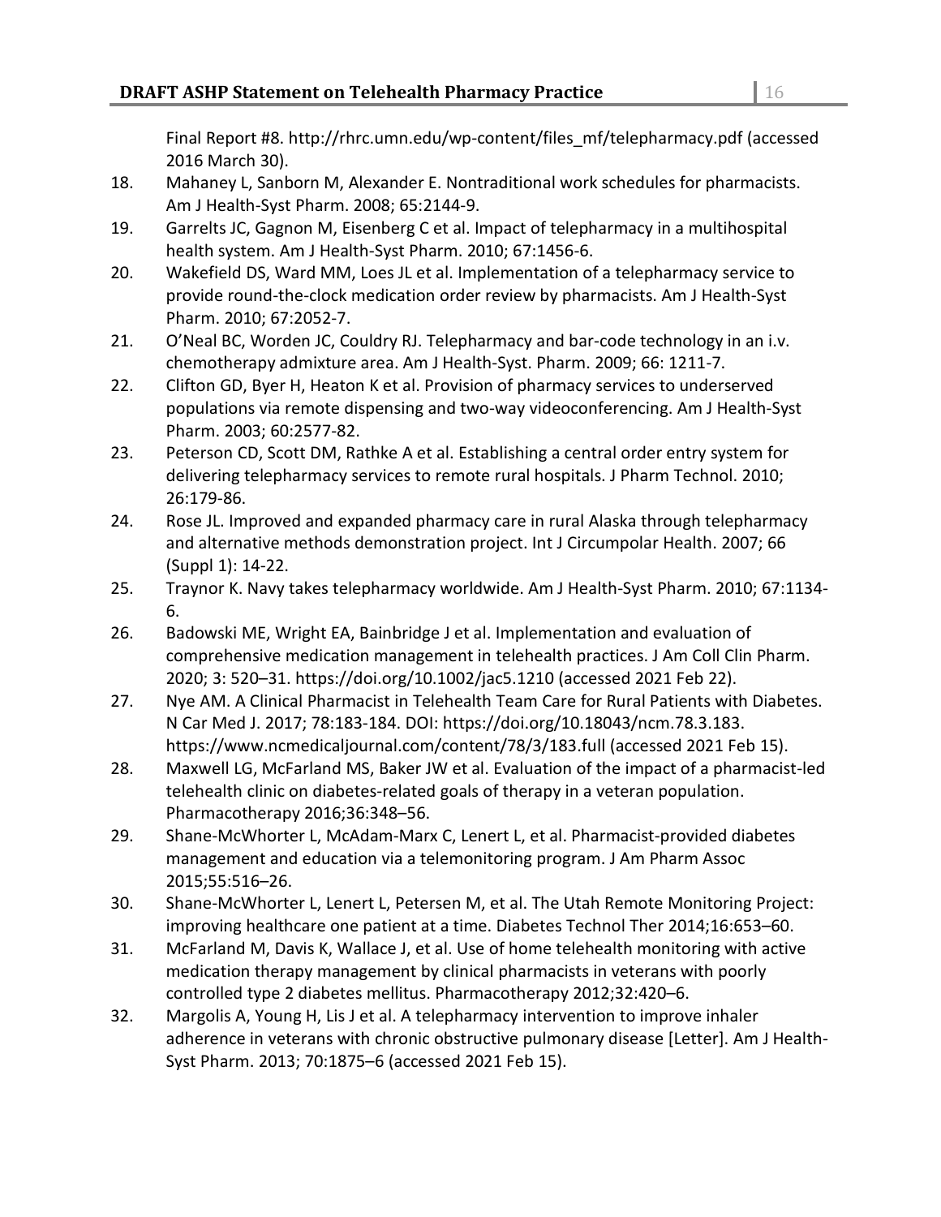Final Report #8. http://rhrc.umn.edu/wp-content/files_mf/telepharmacy.pdf (accessed 2016 March 30).

18. Mahaney L, Sanborn M, Alexander E. Nontraditional work schedules for pharmacists. Am J Health-Syst Pharm. 2008; 65:2144-9.
19. Garrelts JC, Gagnon M, Eisenberg C et al. Impact of telepharmacy in a multihospital health system. Am J Health-Syst Pharm. 2010; 67:1456-6.
20. Wakefield DS, Ward MM, Loes JL et al. Implementation of a telepharmacy service to provide round-the-clock medication order review by pharmacists. Am J Health-Syst Pharm. 2010; 67:2052-7.
21. O'Neal BC, Worden JC, Couldry RJ. Telepharmacy and bar-code technology in an i.v. chemotherapy admixture area. Am J Health-Syst. Pharm. 2009; 66: 1211-7.
22. Clifton GD, Byer H, Heaton K et al. Provision of pharmacy services to underserved populations via remote dispensing and two-way videoconferencing. Am J Health-Syst Pharm. 2003; 60:2577-82.
23. Peterson CD, Scott DM, Rathke A et al. Establishing a central order entry system for delivering telepharmacy services to remote rural hospitals. J Pharm Technol. 2010; 26:179-86.
24. Rose JL. Improved and expanded pharmacy care in rural Alaska through telepharmacy and alternative methods demonstration project. Int J Circumpolar Health. 2007; 66 (Suppl 1): 14-22.
25. Traynor K. Navy takes telepharmacy worldwide. Am J Health-Syst Pharm. 2010; 67:1134-6.
26. Badowski ME, Wright EA, Bainbridge J et al. Implementation and evaluation of comprehensive medication management in telehealth practices. J Am Coll Clin Pharm. 2020; 3: 520–31. https://doi.org/10.1002/jac5.1210 (accessed 2021 Feb 22).
27. Nye AM. A Clinical Pharmacist in Telehealth Team Care for Rural Patients with Diabetes. N Car Med J. 2017; 78:183-184. DOI: https://doi.org/10.18043/ncm.78.3.183. https://www.ncmedicaljournal.com/content/78/3/183.full (accessed 2021 Feb 15).
28. Maxwell LG, McFarland MS, Baker JW et al. Evaluation of the impact of a pharmacist-led telehealth clinic on diabetes-related goals of therapy in a veteran population. Pharmacotherapy 2016;36:348–56.
29. Shane-McWhorter L, McAdam-Marx C, Lenert L, et al. Pharmacist-provided diabetes management and education via a telemonitoring program. J Am Pharm Assoc 2015;55:516–26.
30. Shane-McWhorter L, Lenert L, Petersen M, et al. The Utah Remote Monitoring Project: improving healthcare one patient at a time. Diabetes Technol Ther 2014;16:653–60.
31. McFarland M, Davis K, Wallace J, et al. Use of home telehealth monitoring with active medication therapy management by clinical pharmacists in veterans with poorly controlled type 2 diabetes mellitus. Pharmacotherapy 2012;32:420–6.
32. Margolis A, Young H, Lis J et al. A telepharmacy intervention to improve inhaler adherence in veterans with chronic obstructive pulmonary disease [Letter]. Am J Health-Syst Pharm. 2013; 70:1875–6 (accessed 2021 Feb 15).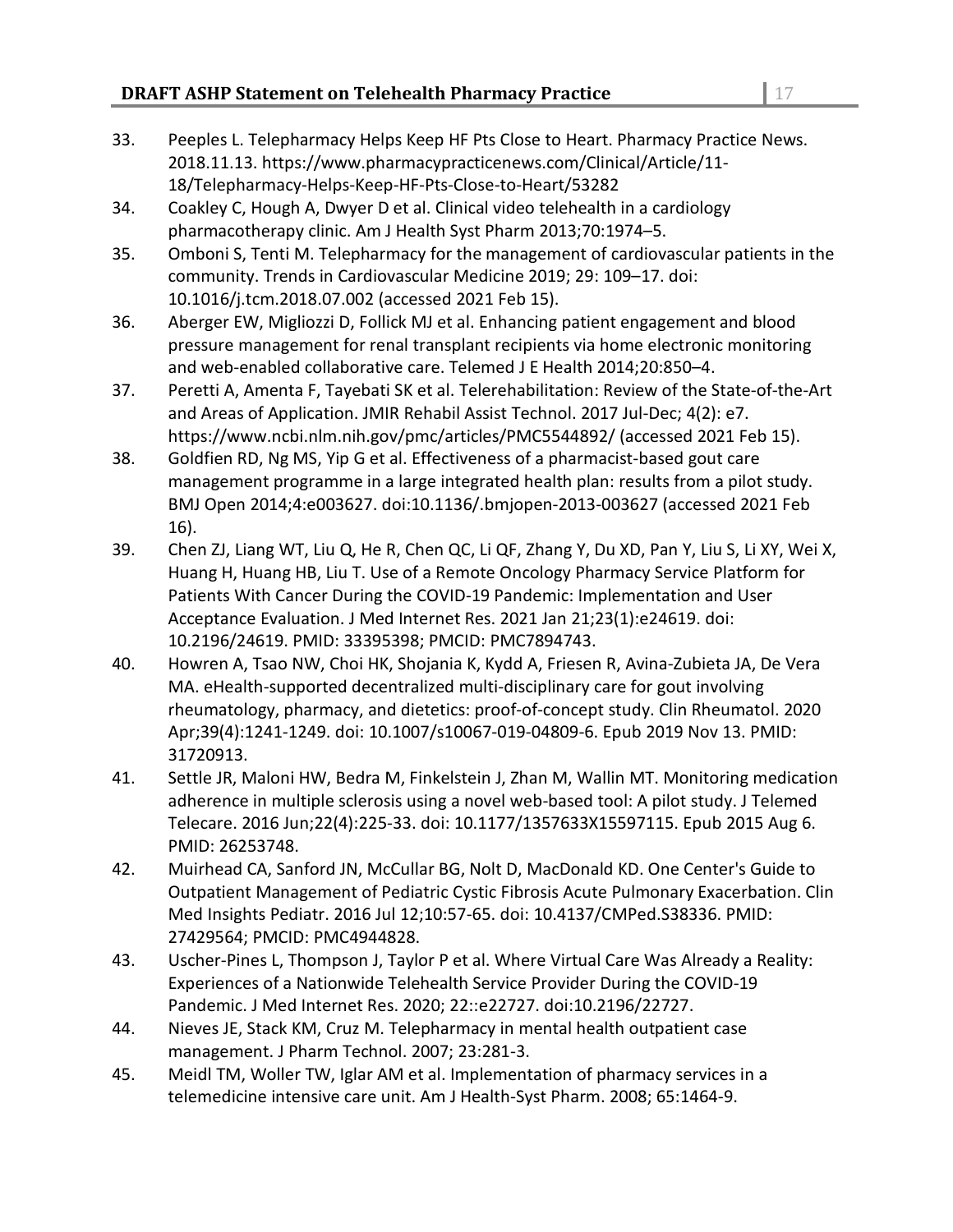33. Peeples L. Telepharmacy Helps Keep HF Pts Close to Heart. Pharmacy Practice News. 2018.11.13. https://www.pharmacypracticenews.com/Clinical/Article/11-18/Telepharmacy-Helps-Keep-HF-Pts-Close-to-Heart/53282
34. Coakley C, Hough A, Dwyer D et al. Clinical video telehealth in a cardiology pharmacotherapy clinic. Am J Health Syst Pharm 2013;70:1974–5.
35. Omboni S, Tenti M. Telepharmacy for the management of cardiovascular patients in the community. Trends in Cardiovascular Medicine 2019; 29: 109–17. doi: 10.1016/j.tcm.2018.07.002 (accessed 2021 Feb 15).
36. Aberger EW, Migliozzi D, Follick MJ et al. Enhancing patient engagement and blood pressure management for renal transplant recipients via home electronic monitoring and web-enabled collaborative care. Telemed J E Health 2014;20:850–4.
37. Peretti A, Amenta F, Tayebati SK et al. Telerehabilitation: Review of the State-of-the-Art and Areas of Application. JMIR Rehabil Assist Technol. 2017 Jul-Dec; 4(2): e7. https://www.ncbi.nlm.nih.gov/pmc/articles/PMC5544892/ (accessed 2021 Feb 15).
38. Goldfien RD, Ng MS, Yip G et al. Effectiveness of a pharmacist-based gout care management programme in a large integrated health plan: results from a pilot study. BMJ Open 2014;4:e003627. doi:10.1136/.bmjopen-2013-003627 (accessed 2021 Feb 16).
39. Chen ZJ, Liang WT, Liu Q, He R, Chen QC, Li QF, Zhang Y, Du XD, Pan Y, Liu S, Li XY, Wei X, Huang H, Huang HB, Liu T. Use of a Remote Oncology Pharmacy Service Platform for Patients With Cancer During the COVID-19 Pandemic: Implementation and User Acceptance Evaluation. J Med Internet Res. 2021 Jan 21;23(1):e24619. doi: 10.2196/24619. PMID: 33395398; PMCID: PMC7894743.
40. Howren A, Tsao NW, Choi HK, Shojania K, Kydd A, Friesen R, Avina-Zubieta JA, De Vera MA. eHealth-supported decentralized multi-disciplinary care for gout involving rheumatology, pharmacy, and dietetics: proof-of-concept study. Clin Rheumatol. 2020 Apr;39(4):1241-1249. doi: 10.1007/s10067-019-04809-6. Epub 2019 Nov 13. PMID: 31720913.
41. Settle JR, Maloni HW, Bedra M, Finkelstein J, Zhan M, Wallin MT. Monitoring medication adherence in multiple sclerosis using a novel web-based tool: A pilot study. J Telemed Telecare. 2016 Jun;22(4):225-33. doi: 10.1177/1357633X15597115. Epub 2015 Aug 6. PMID: 26253748.
42. Muirhead CA, Sanford JN, McCullar BG, Nolt D, MacDonald KD. One Center's Guide to Outpatient Management of Pediatric Cystic Fibrosis Acute Pulmonary Exacerbation. Clin Med Insights Pediatr. 2016 Jul 12;10:57-65. doi: 10.4137/CMPed.S38336. PMID: 27429564; PMCID: PMC4944828.
43. Uscher-Pines L, Thompson J, Taylor P et al. Where Virtual Care Was Already a Reality: Experiences of a Nationwide Telehealth Service Provider During the COVID-19 Pandemic. J Med Internet Res. 2020; 22::e22727. doi:10.2196/22727.
44. Nieves JE, Stack KM, Cruz M. Telepharmacy in mental health outpatient case management. J Pharm Technol. 2007; 23:281-3.
45. Meidl TM, Woller TW, Iglar AM et al. Implementation of pharmacy services in a telemedicine intensive care unit. Am J Health-Syst Pharm. 2008; 65:1464-9.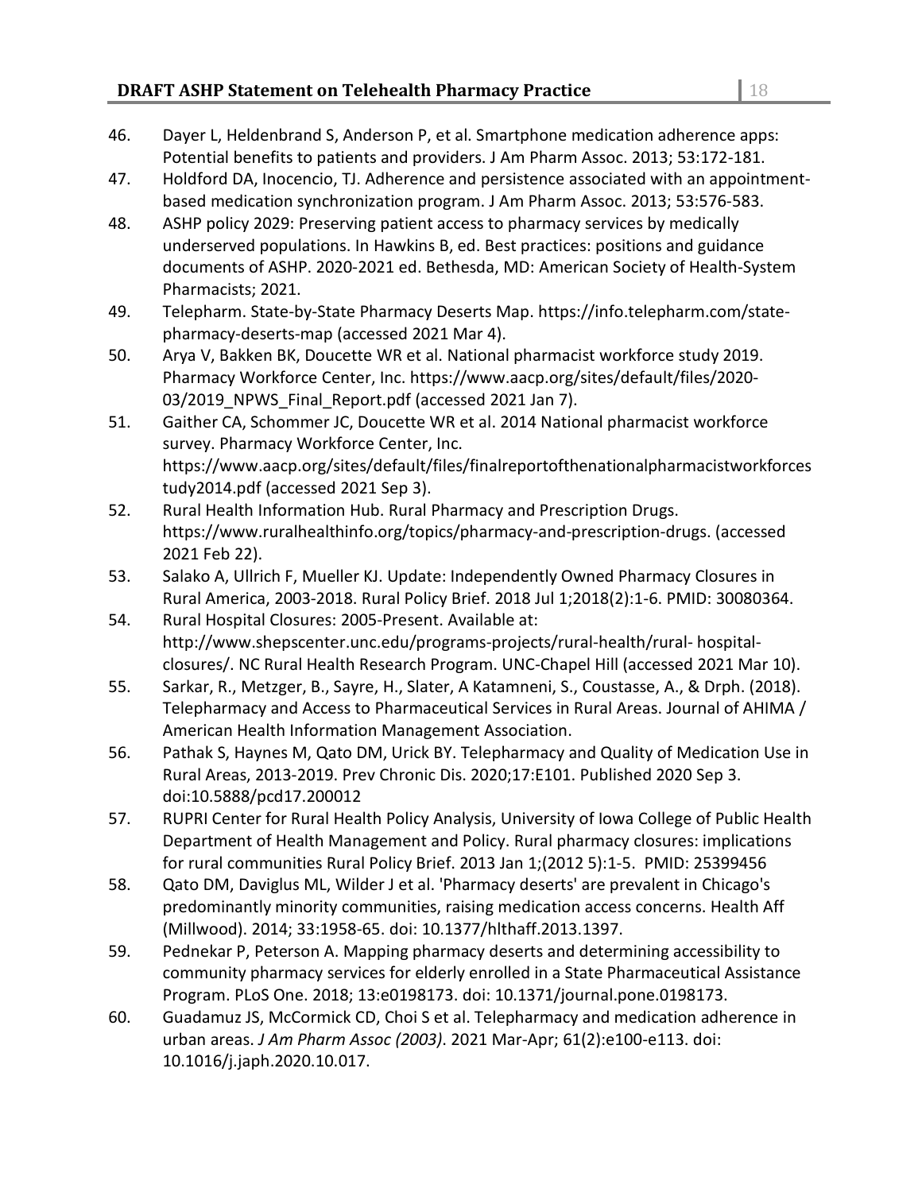46. Dayer L, Heldenbrand S, Anderson P, et al. Smartphone medication adherence apps: Potential benefits to patients and providers. J Am Pharm Assoc. 2013; 53:172-181.
47. Holdford DA, Inocencio, TJ. Adherence and persistence associated with an appointment-based medication synchronization program. J Am Pharm Assoc. 2013; 53:576-583.
48. ASHP policy 2029: Preserving patient access to pharmacy services by medically underserved populations. In Hawkins B, ed. Best practices: positions and guidance documents of ASHP. 2020-2021 ed. Bethesda, MD: American Society of Health-System Pharmacists; 2021.
49. Telepharm. State-by-State Pharmacy Deserts Map. https://info.telepharm.com/state-pharmacy-deserts-map (accessed 2021 Mar 4).
50. Arya V, Bakken BK, Doucette WR et al. National pharmacist workforce study 2019. Pharmacy Workforce Center, Inc. https://www.aacp.org/sites/default/files/2020-03/2019_NPWS_Final_Report.pdf (accessed 2021 Jan 7).
51. Gaither CA, Schommer JC, Doucette WR et al. 2014 National pharmacist workforce survey. Pharmacy Workforce Center, Inc. https://www.aacp.org/sites/default/files/finalreportofthenationalpharmacistworkforcestudy2014.pdf (accessed 2021 Sep 3).
52. Rural Health Information Hub. Rural Pharmacy and Prescription Drugs. https://www.ruralhealthinfo.org/topics/pharmacy-and-prescription-drugs. (accessed 2021 Feb 22).
53. Salako A, Ullrich F, Mueller KJ. Update: Independently Owned Pharmacy Closures in Rural America, 2003-2018. Rural Policy Brief. 2018 Jul 1;2018(2):1-6. PMID: 30080364.
54. Rural Hospital Closures: 2005-Present. Available at: http://www.shepscenter.unc.edu/programs-projects/rural-health/rural- hospital-closures/. NC Rural Health Research Program. UNC-Chapel Hill (accessed 2021 Mar 10).
55. Sarkar, R., Metzger, B., Sayre, H., Slater, A Katamneni, S., Coustasse, A., & Drph. (2018). Telepharmacy and Access to Pharmaceutical Services in Rural Areas. Journal of AHIMA / American Health Information Management Association.
56. Pathak S, Haynes M, Qato DM, Urick BY. Telepharmacy and Quality of Medication Use in Rural Areas, 2013-2019. Prev Chronic Dis. 2020;17:E101. Published 2020 Sep 3. doi:10.5888/pcd17.200012
57. RUPRI Center for Rural Health Policy Analysis, University of Iowa College of Public Health Department of Health Management and Policy. Rural pharmacy closures: implications for rural communities Rural Policy Brief. 2013 Jan 1;(2012 5):1-5. PMID: 25399456
58. Qato DM, Daviglus ML, Wilder J et al. 'Pharmacy deserts' are prevalent in Chicago's predominantly minority communities, raising medication access concerns. Health Aff (Millwood). 2014; 33:1958-65. doi: 10.1377/hlthaff.2013.1397.
59. Pednekar P, Peterson A. Mapping pharmacy deserts and determining accessibility to community pharmacy services for elderly enrolled in a State Pharmaceutical Assistance Program. PLoS One. 2018; 13:e0198173. doi: 10.1371/journal.pone.0198173.
60. Guadamuz JS, McCormick CD, Choi S et al. Telepharmacy and medication adherence in urban areas. *J Am Pharm Assoc (2003)*. 2021 Mar-Apr; 61(2):e100-e113. doi: 10.1016/j.japh.2020.10.017.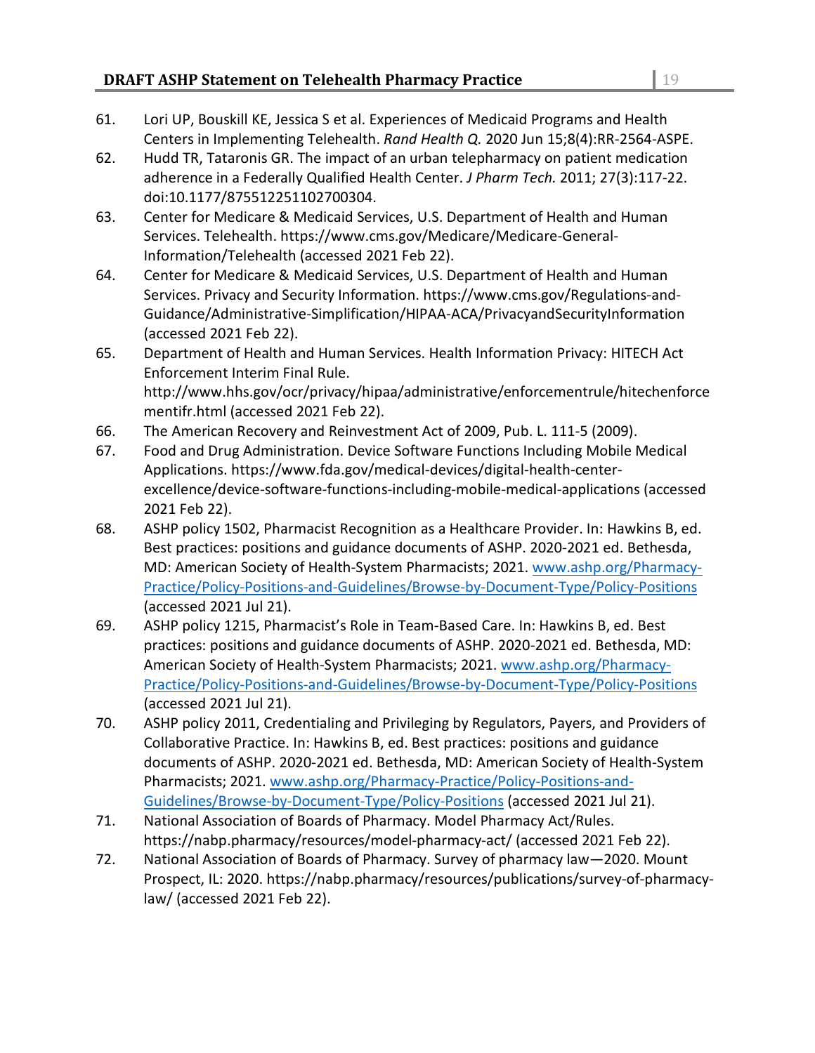61. Lori UP, Bouskill KE, Jessica S et al. Experiences of Medicaid Programs and Health Centers in Implementing Telehealth. *Rand Health Q.* 2020 Jun 15;8(4):RR-2564-ASPE.
62. Hudd TR, Tataronis GR. The impact of an urban telepharmacy on patient medication adherence in a Federally Qualified Health Center. *J Pharm Tech.* 2011; 27(3):117-22. doi:10.1177/875512251102700304.
63. Center for Medicare & Medicaid Services, U.S. Department of Health and Human Services. Telehealth. https://www.cms.gov/Medicare/Medicare-General-Information/Telehealth (accessed 2021 Feb 22).
64. Center for Medicare & Medicaid Services, U.S. Department of Health and Human Services. Privacy and Security Information. https://www.cms.gov/Regulations-and-Guidance/Administrative-Simplification/HIPAA-ACA/PrivacyandSecurityInformation (accessed 2021 Feb 22).
65. Department of Health and Human Services. Health Information Privacy: HITECH Act Enforcement Interim Final Rule. http://www.hhs.gov/ocr/privacy/hipaa/administrative/enforcementrule/hitechenforcementifr.html (accessed 2021 Feb 22).
66. The American Recovery and Reinvestment Act of 2009, Pub. L. 111-5 (2009).
67. Food and Drug Administration. Device Software Functions Including Mobile Medical Applications. https://www.fda.gov/medical-devices/digital-health-center-excellence/device-software-functions-including-mobile-medical-applications (accessed 2021 Feb 22).
68. ASHP policy 1502, Pharmacist Recognition as a Healthcare Provider. In: Hawkins B, ed. Best practices: positions and guidance documents of ASHP. 2020-2021 ed. Bethesda, MD: American Society of Health-System Pharmacists; 2021. www.ashp.org/Pharmacy-Practice/Policy-Positions-and-Guidelines/Browse-by-Document-Type/Policy-Positions (accessed 2021 Jul 21).
69. ASHP policy 1215, Pharmacist's Role in Team-Based Care. In: Hawkins B, ed. Best practices: positions and guidance documents of ASHP. 2020-2021 ed. Bethesda, MD: American Society of Health-System Pharmacists; 2021. www.ashp.org/Pharmacy-Practice/Policy-Positions-and-Guidelines/Browse-by-Document-Type/Policy-Positions (accessed 2021 Jul 21).
70. ASHP policy 2011, Credentialing and Privileging by Regulators, Payers, and Providers of Collaborative Practice. In: Hawkins B, ed. Best practices: positions and guidance documents of ASHP. 2020-2021 ed. Bethesda, MD: American Society of Health-System Pharmacists; 2021. www.ashp.org/Pharmacy-Practice/Policy-Positions-and-Guidelines/Browse-by-Document-Type/Policy-Positions (accessed 2021 Jul 21).
71. National Association of Boards of Pharmacy. Model Pharmacy Act/Rules. https://nabp.pharmacy/resources/model-pharmacy-act/ (accessed 2021 Feb 22).
72. National Association of Boards of Pharmacy. Survey of pharmacy law—2020. Mount Prospect, IL: 2020. https://nabp.pharmacy/resources/publications/survey-of-pharmacy-law/ (accessed 2021 Feb 22).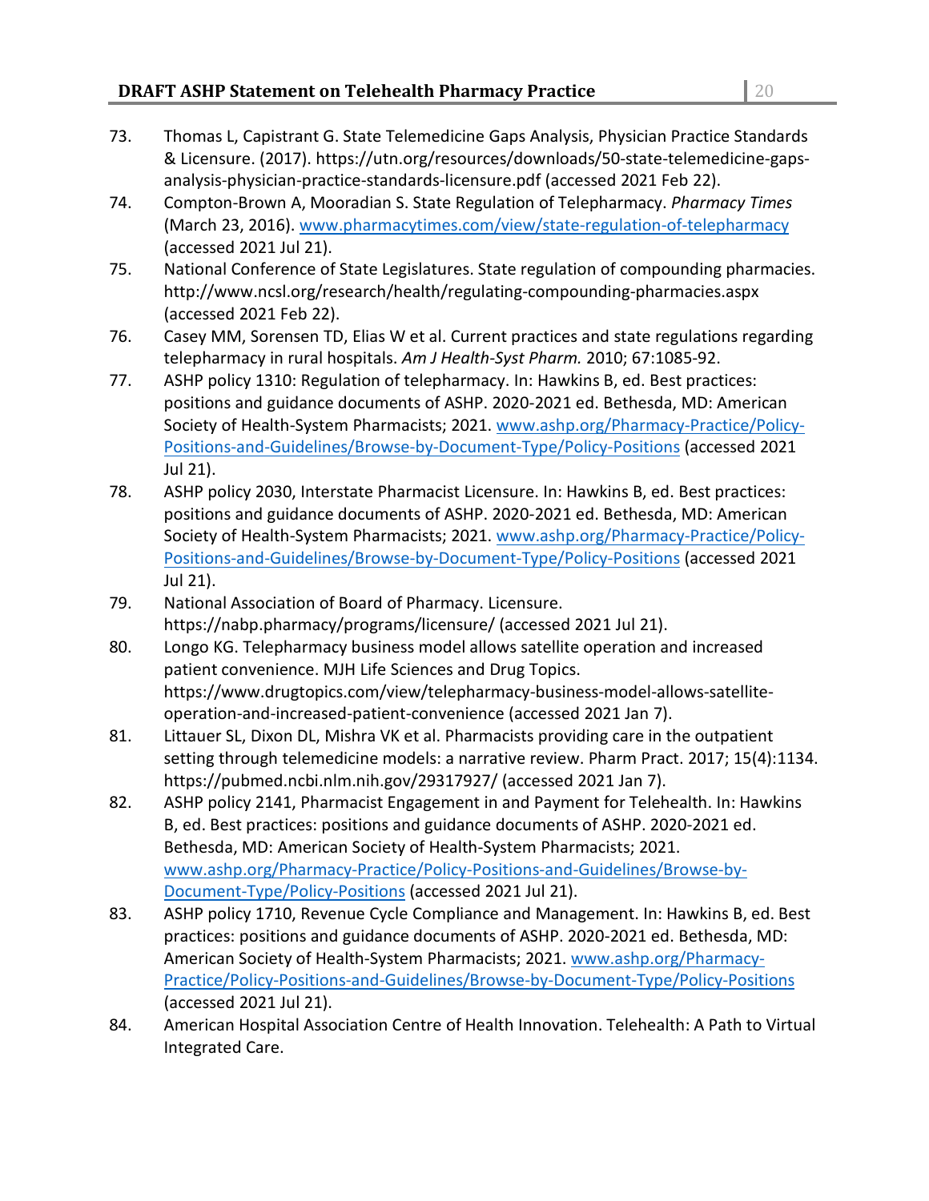73. Thomas L, Capistrant G. State Telemedicine Gaps Analysis, Physician Practice Standards & Licensure. (2017). https://utn.org/resources/downloads/50-state-telemedicine-gaps-analysis-physician-practice-standards-licensure.pdf (accessed 2021 Feb 22).
74. Compton-Brown A, Mooradian S. State Regulation of Telepharmacy. *Pharmacy Times* (March 23, 2016). www.pharmacytimes.com/view/state-regulation-of-telepharmacy (accessed 2021 Jul 21).
75. National Conference of State Legislatures. State regulation of compounding pharmacies. http://www.ncsl.org/research/health/regulating-compounding-pharmacies.aspx (accessed 2021 Feb 22).
76. Casey MM, Sorensen TD, Elias W et al. Current practices and state regulations regarding telepharmacy in rural hospitals. *Am J Health-Syst Pharm.* 2010; 67:1085-92.
77. ASHP policy 1310: Regulation of telepharmacy. In: Hawkins B, ed. Best practices: positions and guidance documents of ASHP. 2020-2021 ed. Bethesda, MD: American Society of Health-System Pharmacists; 2021. www.ashp.org/Pharmacy-Practice/Policy-Positions-and-Guidelines/Browse-by-Document-Type/Policy-Positions (accessed 2021 Jul 21).
78. ASHP policy 2030, Interstate Pharmacist Licensure. In: Hawkins B, ed. Best practices: positions and guidance documents of ASHP. 2020-2021 ed. Bethesda, MD: American Society of Health-System Pharmacists; 2021. www.ashp.org/Pharmacy-Practice/Policy-Positions-and-Guidelines/Browse-by-Document-Type/Policy-Positions (accessed 2021 Jul 21).
79. National Association of Board of Pharmacy. Licensure. https://nabp.pharmacy/programs/licensure/ (accessed 2021 Jul 21).
80. Longo KG. Telepharmacy business model allows satellite operation and increased patient convenience. MJH Life Sciences and Drug Topics. https://www.drugtopics.com/view/telepharmacy-business-model-allows-satellite-operation-and-increased-patient-convenience (accessed 2021 Jan 7).
81. Littauer SL, Dixon DL, Mishra VK et al. Pharmacists providing care in the outpatient setting through telemedicine models: a narrative review. Pharm Pract. 2017; 15(4):1134. https://pubmed.ncbi.nlm.nih.gov/29317927/ (accessed 2021 Jan 7).
82. ASHP policy 2141, Pharmacist Engagement in and Payment for Telehealth. In: Hawkins B, ed. Best practices: positions and guidance documents of ASHP. 2020-2021 ed. Bethesda, MD: American Society of Health-System Pharmacists; 2021. www.ashp.org/Pharmacy-Practice/Policy-Positions-and-Guidelines/Browse-by-Document-Type/Policy-Positions (accessed 2021 Jul 21).
83. ASHP policy 1710, Revenue Cycle Compliance and Management. In: Hawkins B, ed. Best practices: positions and guidance documents of ASHP. 2020-2021 ed. Bethesda, MD: American Society of Health-System Pharmacists; 2021. www.ashp.org/Pharmacy-Practice/Policy-Positions-and-Guidelines/Browse-by-Document-Type/Policy-Positions (accessed 2021 Jul 21).
84. American Hospital Association Centre of Health Innovation. Telehealth: A Path to Virtual Integrated Care.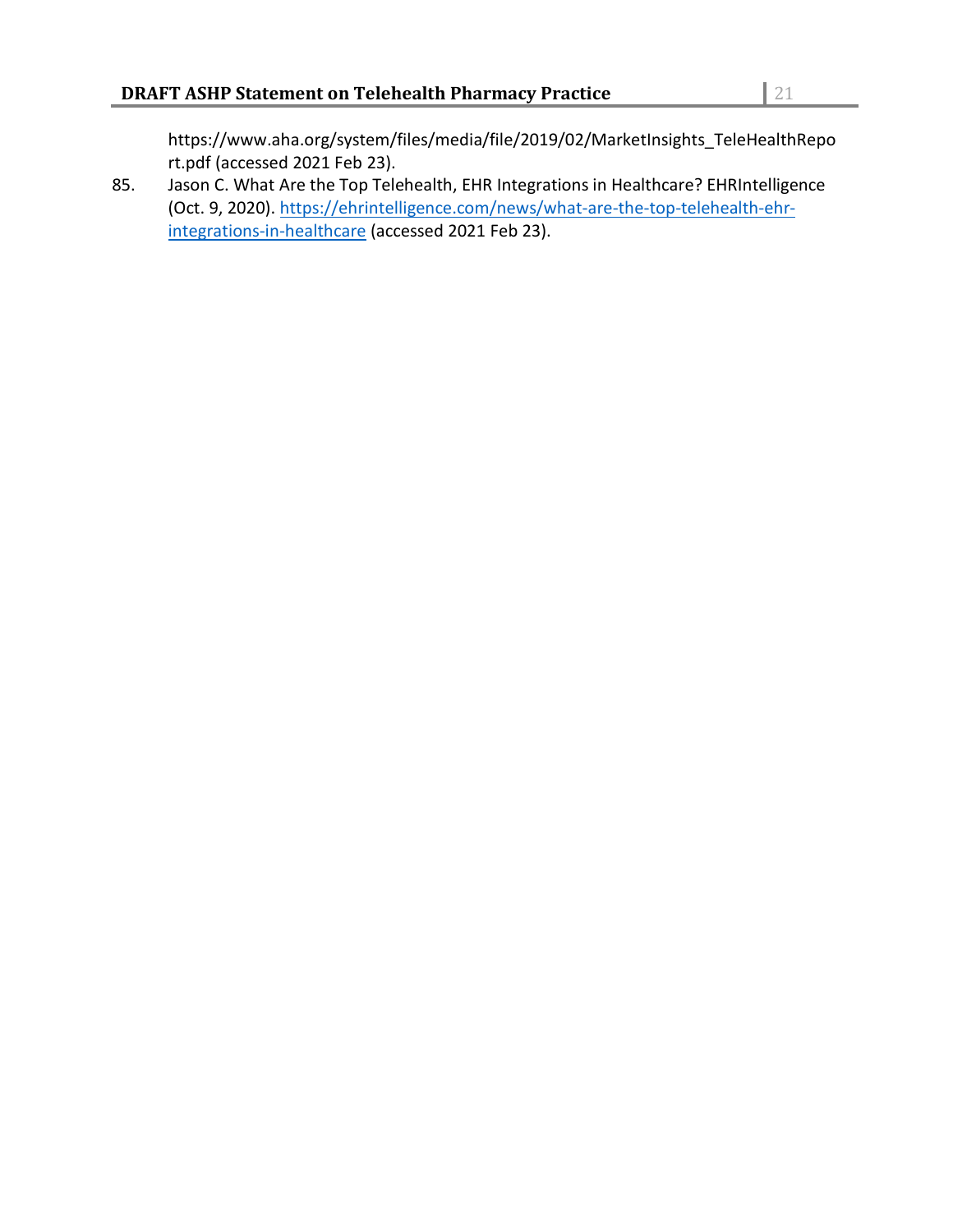https://www.aha.org/system/files/media/file/2019/02/MarketInsights_TeleHealthReport.pdf (accessed 2021 Feb 23).

85. Jason C. What Are the Top Telehealth, EHR Integrations in Healthcare? EHRIntelligence (Oct. 9, 2020). https://ehrintelligence.com/news/what-are-the-top-telehealth-ehr-integrations-in-healthcare (accessed 2021 Feb 23).